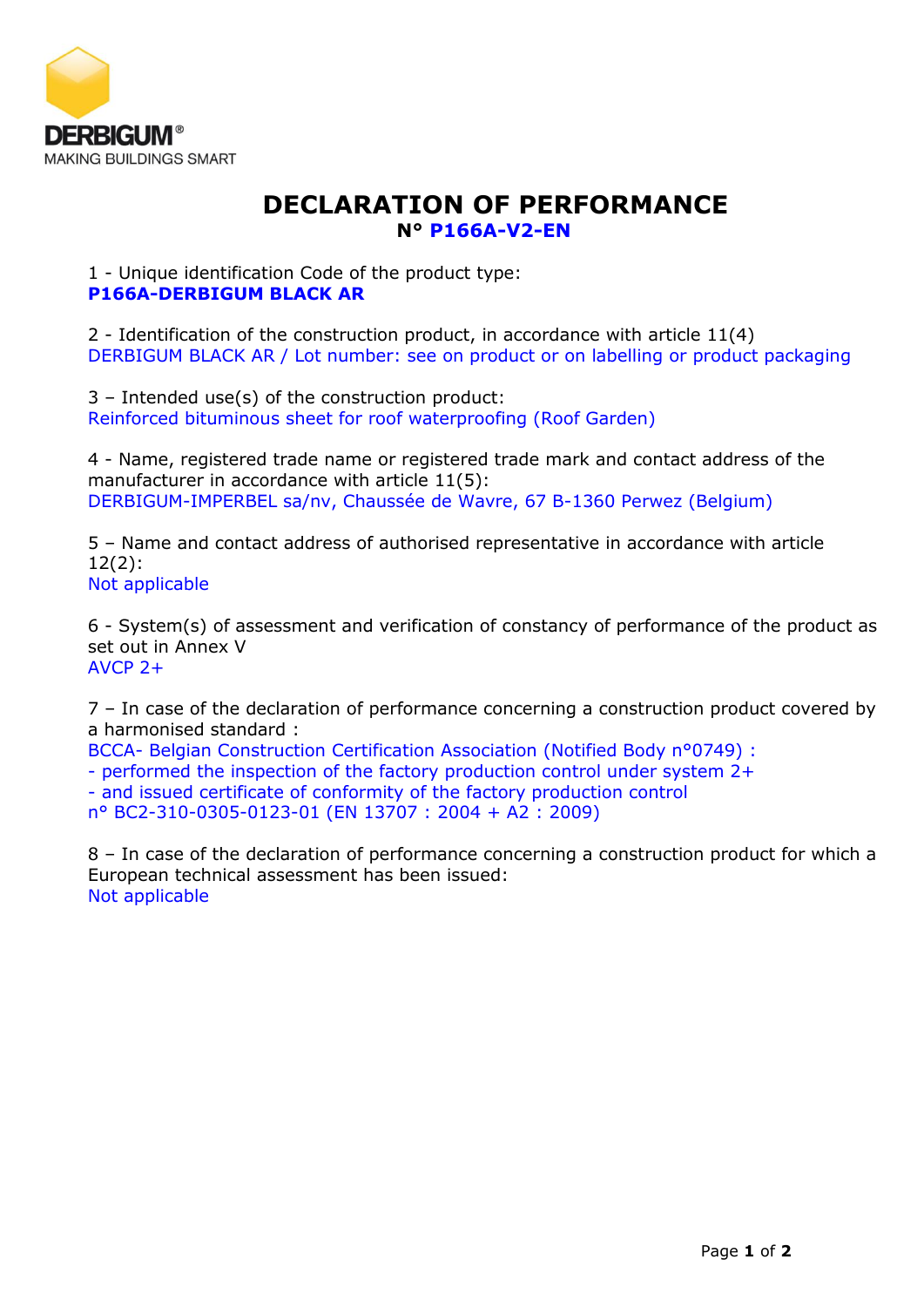DERBIGUM®
MAKING BUILDINGS SMART

# DECLARATION OF PERFORMANCE

**N° P166A-V2-EN**

1 - Unique identification Code of the product type:
**P166A-DERBIGUM BLACK AR**

2 - Identification of the construction product, in accordance with article 11(4)
DERBIGUM BLACK AR / Lot number: see on product or on labelling or product packaging

3 – Intended use(s) of the construction product:
Reinforced bituminous sheet for roof waterproofing (Roof Garden)

4 - Name, registered trade name or registered trade mark and contact address of the manufacturer in accordance with article 11(5):
DERBIGUM-IMPERBEL sa/nv, Chaussée de Wavre, 67 B-1360 Perwez (Belgium)

5 – Name and contact address of authorised representative in accordance with article 12(2):
Not applicable

6 - System(s) of assessment and verification of constancy of performance of the product as set out in Annex V
AVCP 2+

7 – In case of the declaration of performance concerning a construction product covered by a harmonised standard :
BCCA- Belgian Construction Certification Association (Notified Body n°0749) :
- performed the inspection of the factory production control under system 2+
- and issued certificate of conformity of the factory production control
n° BC2-310-0305-0123-01 (EN 13707 : 2004 + A2 : 2009)

8 – In case of the declaration of performance concerning a construction product for which a European technical assessment has been issued:
Not applicable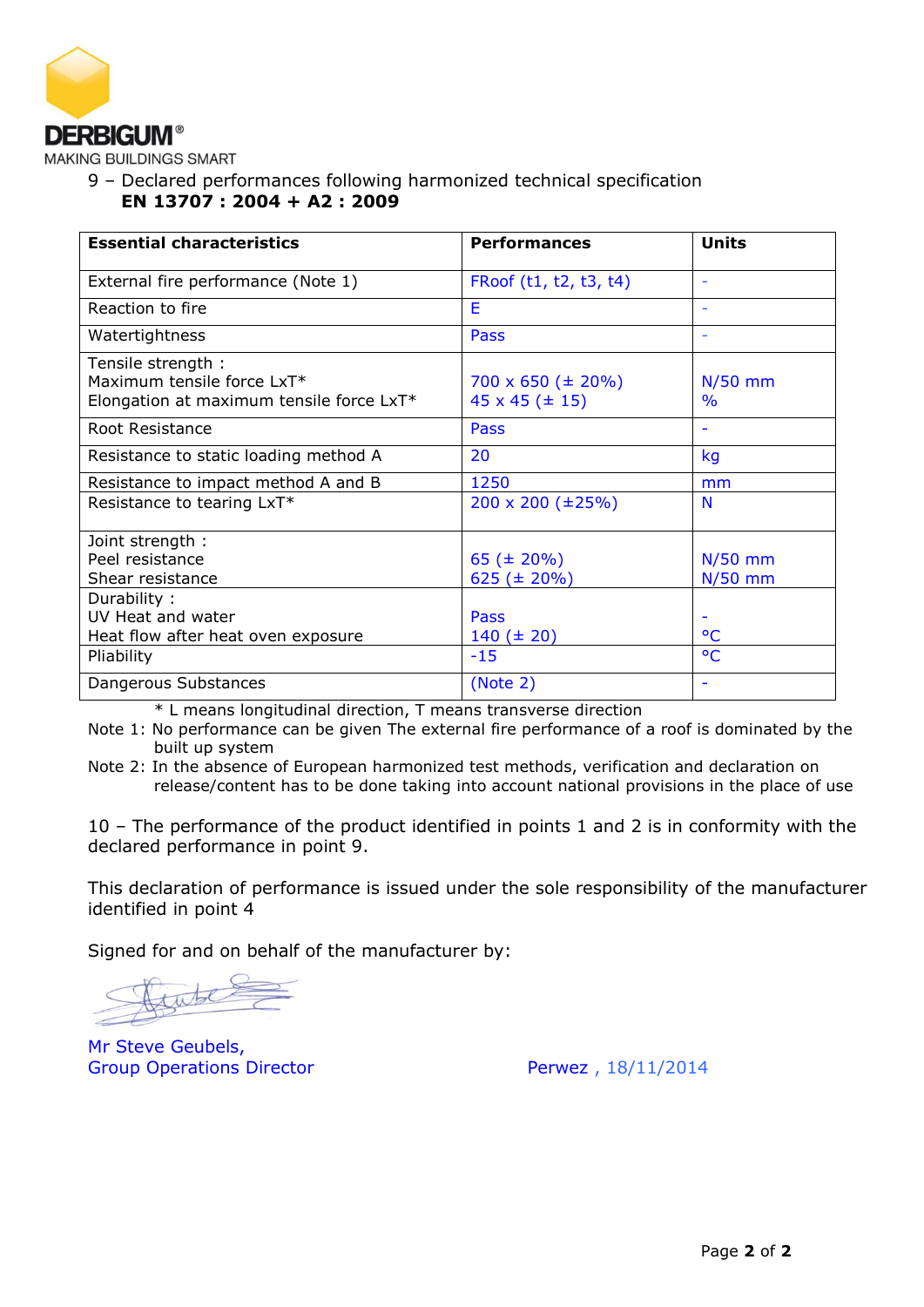DERBIGUM®
MAKING BUILDINGS SMART

9 – Declared performances following harmonized technical specification
**EN 13707 : 2004 + A2 : 2009**

| **Essential characteristics** | **Performances** | **Units** |
|---|---|---|
| External fire performance (Note 1) | FRoof (t1, t2, t3, t4) | - |
| Reaction to fire | E | - |
| Watertightness | Pass | - |
| Tensile strength :<br>Maximum tensile force LxT*<br>Elongation at maximum tensile force LxT* | <br>700 x 650 (± 20%)<br>45 x 45 (± 15) | <br>N/50 mm<br>% |
| Root Resistance | Pass | - |
| Resistance to static loading method A | 20 | kg |
| Resistance to impact method A and B | 1250 | mm |
| Resistance to tearing LxT* | 200 x 200 (±25%) | N |
| Joint strength :<br>Peel resistance<br>Shear resistance | <br>65 (± 20%)<br>625 (± 20%) | <br>N/50 mm<br>N/50 mm |
| Durability :<br>UV Heat and water<br>Heat flow after heat oven exposure | <br>Pass<br>140 (± 20) | <br>-<br>°C |
| Pliability | -15 | °C |
| Dangerous Substances | (Note 2) | - |

\* L means longitudinal direction, T means transverse direction

Note 1: No performance can be given The external fire performance of a roof is dominated by the built up system

Note 2: In the absence of European harmonized test methods, verification and declaration on release/content has to be done taking into account national provisions in the place of use

10 – The performance of the product identified in points 1 and 2 is in conformity with the declared performance in point 9.

This declaration of performance is issued under the sole responsibility of the manufacturer identified in point 4

Signed for and on behalf of the manufacturer by:

Mr Steve Geubels,
Group Operations Director

Perwez , 18/11/2014